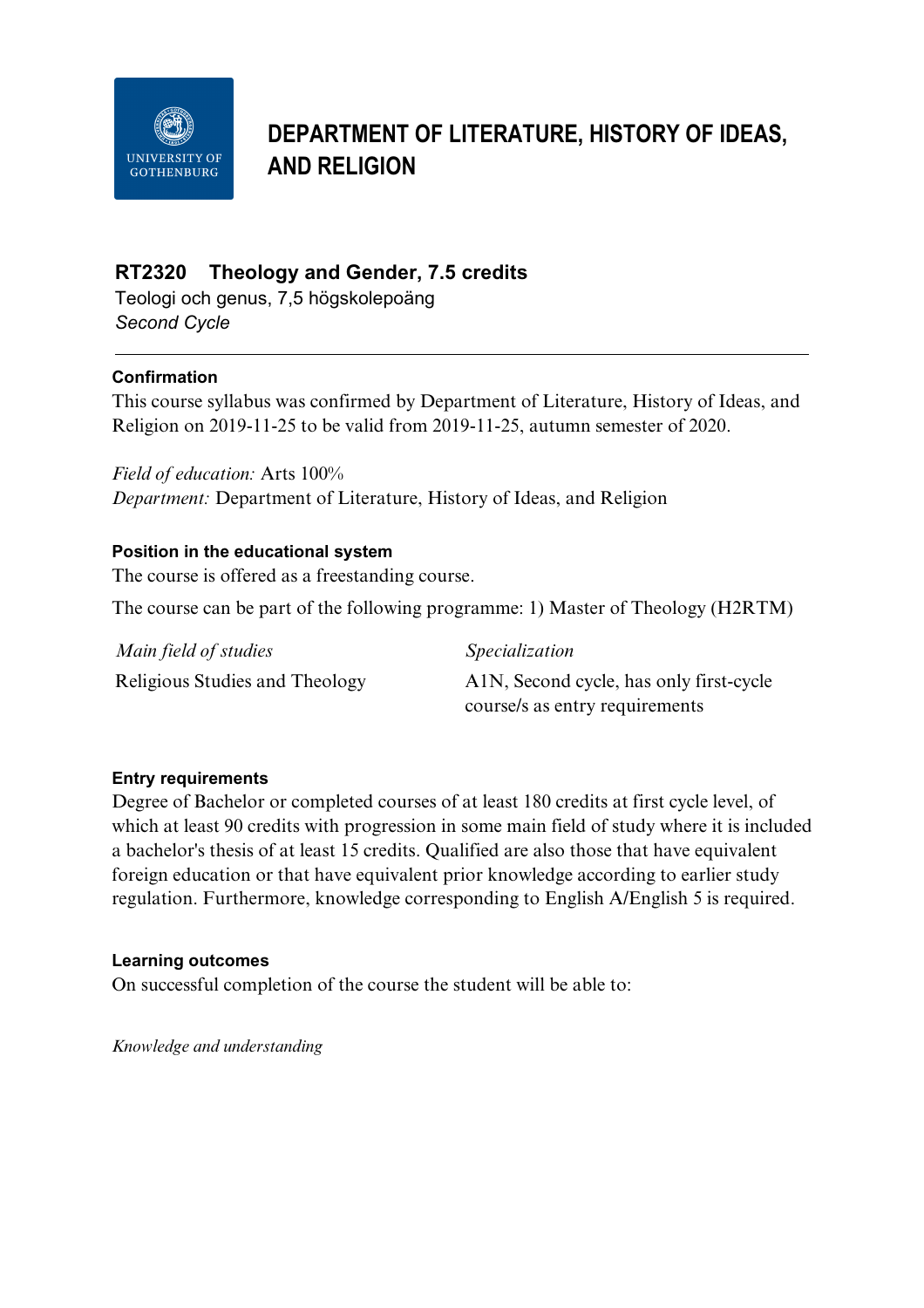# DEPARTMENT OF LITERATURE, HISTORY OF IDEAS, AND RELIGION

## RT2320 Theology and Gender, 7.5 credits

Teologi och genus, 7,5 högskolepoäng

*Second Cycle*

---

### Confirmation

This course syllabus was confirmed by Department of Literature, History of Ideas, and Religion on 2019-11-25 to be valid from 2019-11-25, autumn semester of 2020.

*Field of education:* Arts 100%

*Department:* Department of Literature, History of Ideas, and Religion

### Position in the educational system

The course is offered as a freestanding course.

The course can be part of the following programme: 1) Master of Theology (H2RTM)

| *Main field of studies* | *Specialization* |
| --- | --- |
| Religious Studies and Theology | A1N, Second cycle, has only first-cycle course/s as entry requirements |

### Entry requirements

Degree of Bachelor or completed courses of at least 180 credits at first cycle level, of which at least 90 credits with progression in some main field of study where it is included a bachelor's thesis of at least 15 credits. Qualified are also those that have equivalent foreign education or that have equivalent prior knowledge according to earlier study regulation. Furthermore, knowledge corresponding to English A/English 5 is required.

### Learning outcomes

On successful completion of the course the student will be able to:

*Knowledge and understanding*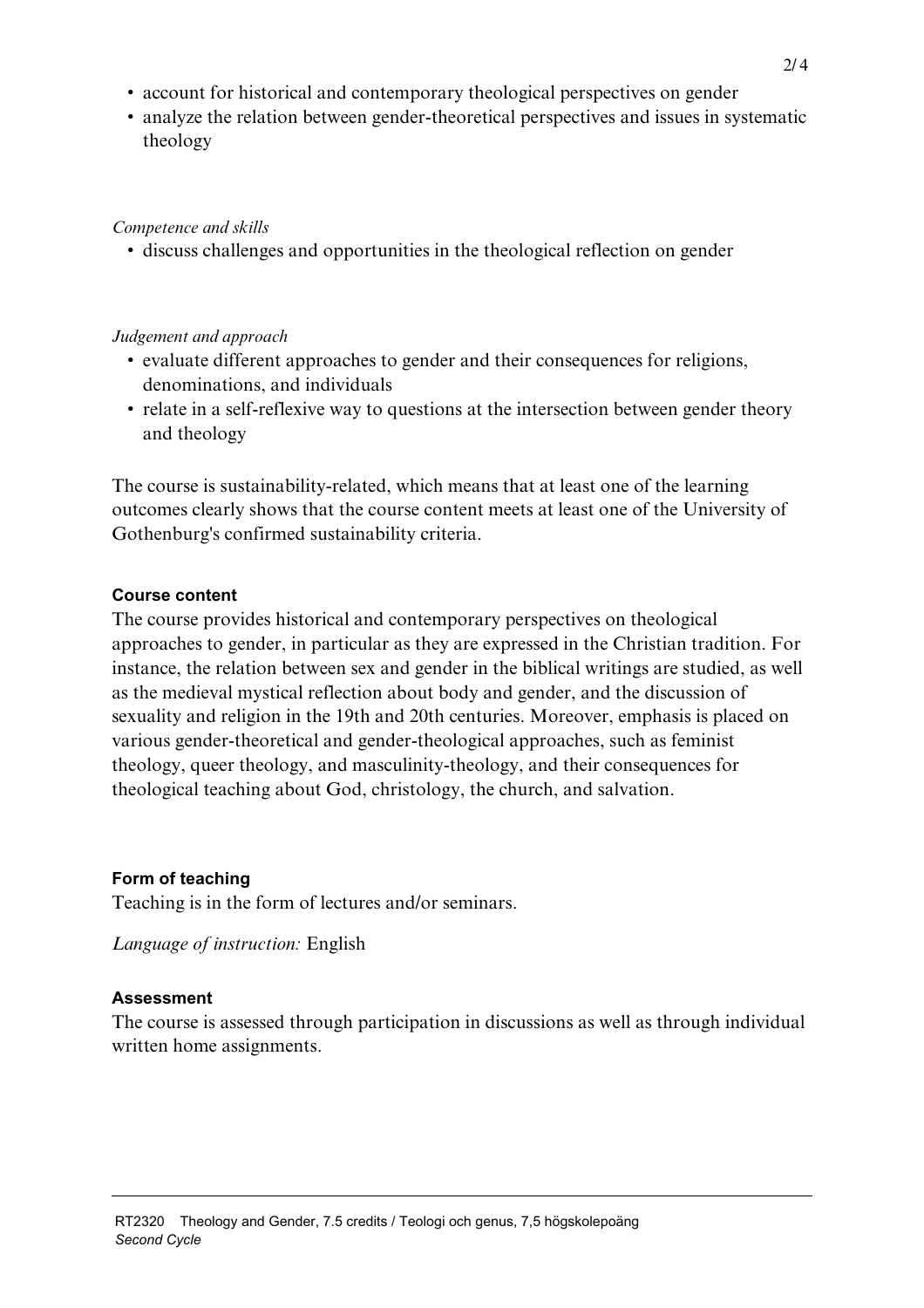- account for historical and contemporary theological perspectives on gender
- analyze the relation between gender-theoretical perspectives and issues in systematic theology

*Competence and skills*

- discuss challenges and opportunities in the theological reflection on gender

*Judgement and approach*

- evaluate different approaches to gender and their consequences for religions, denominations, and individuals
- relate in a self-reflexive way to questions at the intersection between gender theory and theology

The course is sustainability-related, which means that at least one of the learning outcomes clearly shows that the course content meets at least one of the University of Gothenburg's confirmed sustainability criteria.

### Course content

The course provides historical and contemporary perspectives on theological approaches to gender, in particular as they are expressed in the Christian tradition. For instance, the relation between sex and gender in the biblical writings are studied, as well as the medieval mystical reflection about body and gender, and the discussion of sexuality and religion in the 19th and 20th centuries. Moreover, emphasis is placed on various gender-theoretical and gender-theological approaches, such as feminist theology, queer theology, and masculinity-theology, and their consequences for theological teaching about God, christology, the church, and salvation.

### Form of teaching

Teaching is in the form of lectures and/or seminars.

*Language of instruction:* English

### Assessment

The course is assessed through participation in discussions as well as through individual written home assignments.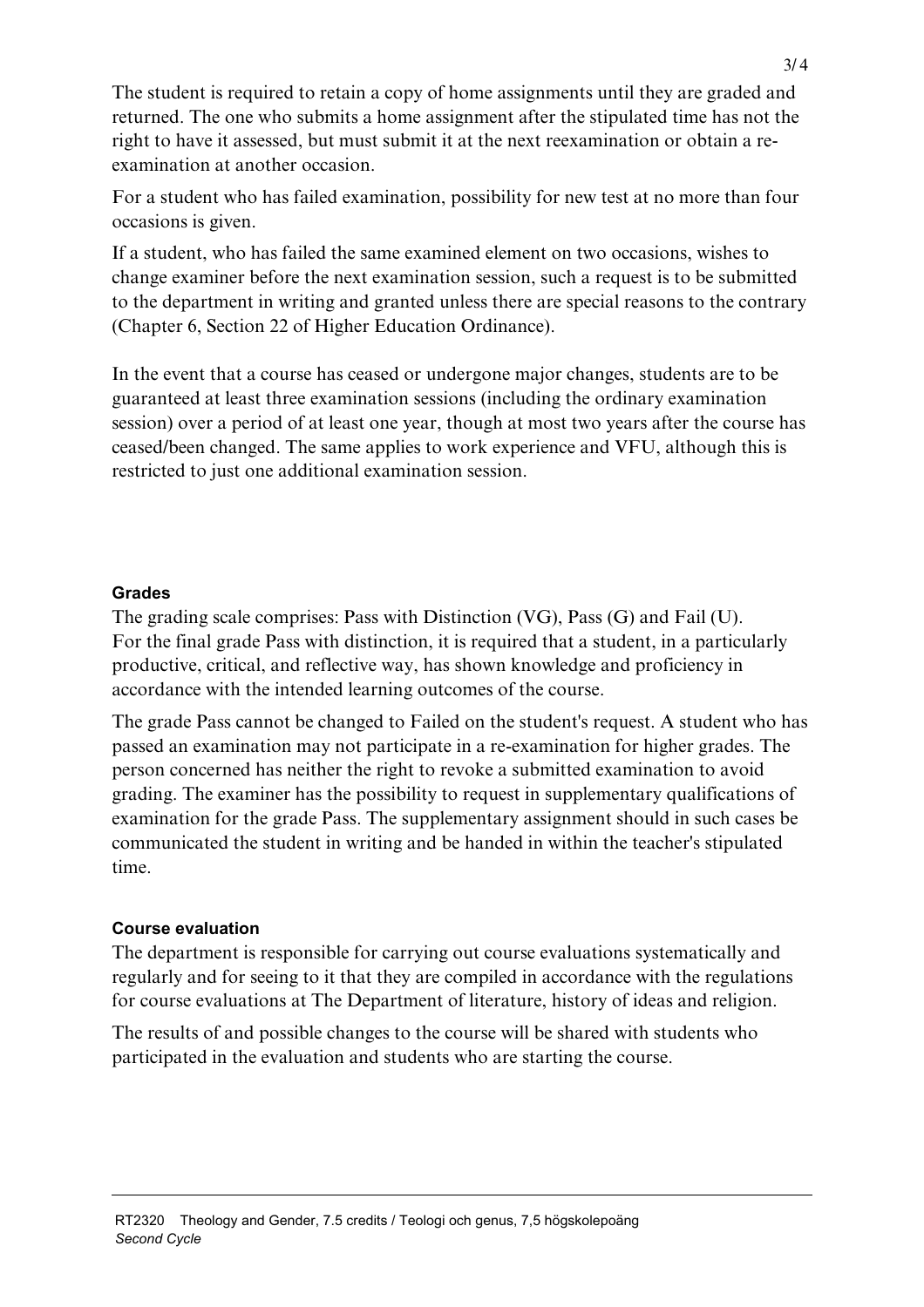The student is required to retain a copy of home assignments until they are graded and returned. The one who submits a home assignment after the stipulated time has not the right to have it assessed, but must submit it at the next reexamination or obtain a re-examination at another occasion.

For a student who has failed examination, possibility for new test at no more than four occasions is given.

If a student, who has failed the same examined element on two occasions, wishes to change examiner before the next examination session, such a request is to be submitted to the department in writing and granted unless there are special reasons to the contrary (Chapter 6, Section 22 of Higher Education Ordinance).

In the event that a course has ceased or undergone major changes, students are to be guaranteed at least three examination sessions (including the ordinary examination session) over a period of at least one year, though at most two years after the course has ceased/been changed. The same applies to work experience and VFU, although this is restricted to just one additional examination session.

### Grades

The grading scale comprises: Pass with Distinction (VG), Pass (G) and Fail (U). For the final grade Pass with distinction, it is required that a student, in a particularly productive, critical, and reflective way, has shown knowledge and proficiency in accordance with the intended learning outcomes of the course.

The grade Pass cannot be changed to Failed on the student's request. A student who has passed an examination may not participate in a re-examination for higher grades. The person concerned has neither the right to revoke a submitted examination to avoid grading. The examiner has the possibility to request in supplementary qualifications of examination for the grade Pass. The supplementary assignment should in such cases be communicated the student in writing and be handed in within the teacher's stipulated time.

### Course evaluation

The department is responsible for carrying out course evaluations systematically and regularly and for seeing to it that they are compiled in accordance with the regulations for course evaluations at The Department of literature, history of ideas and religion.

The results of and possible changes to the course will be shared with students who participated in the evaluation and students who are starting the course.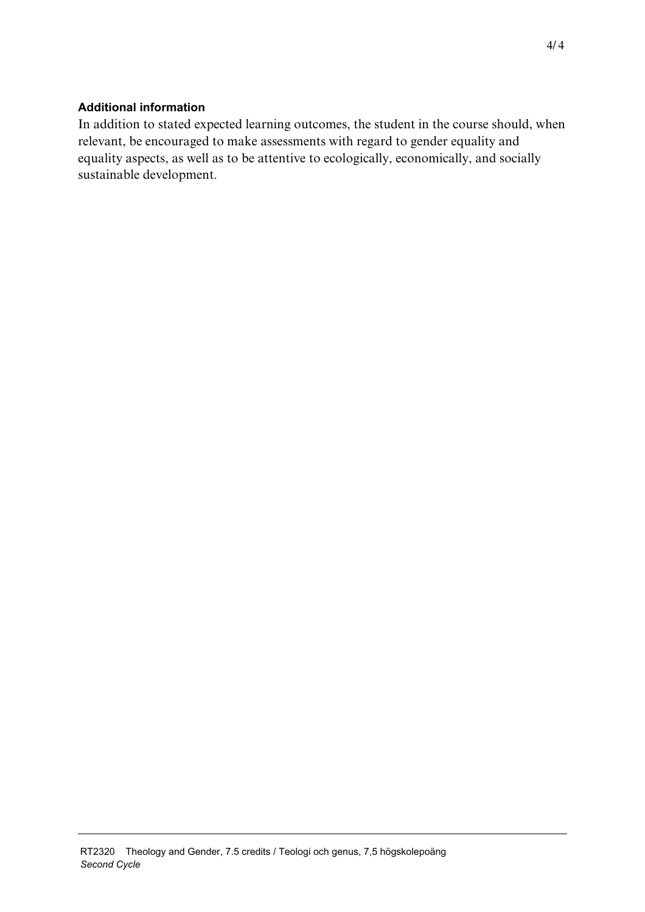### Additional information

In addition to stated expected learning outcomes, the student in the course should, when relevant, be encouraged to make assessments with regard to gender equality and equality aspects, as well as to be attentive to ecologically, economically, and socially sustainable development.